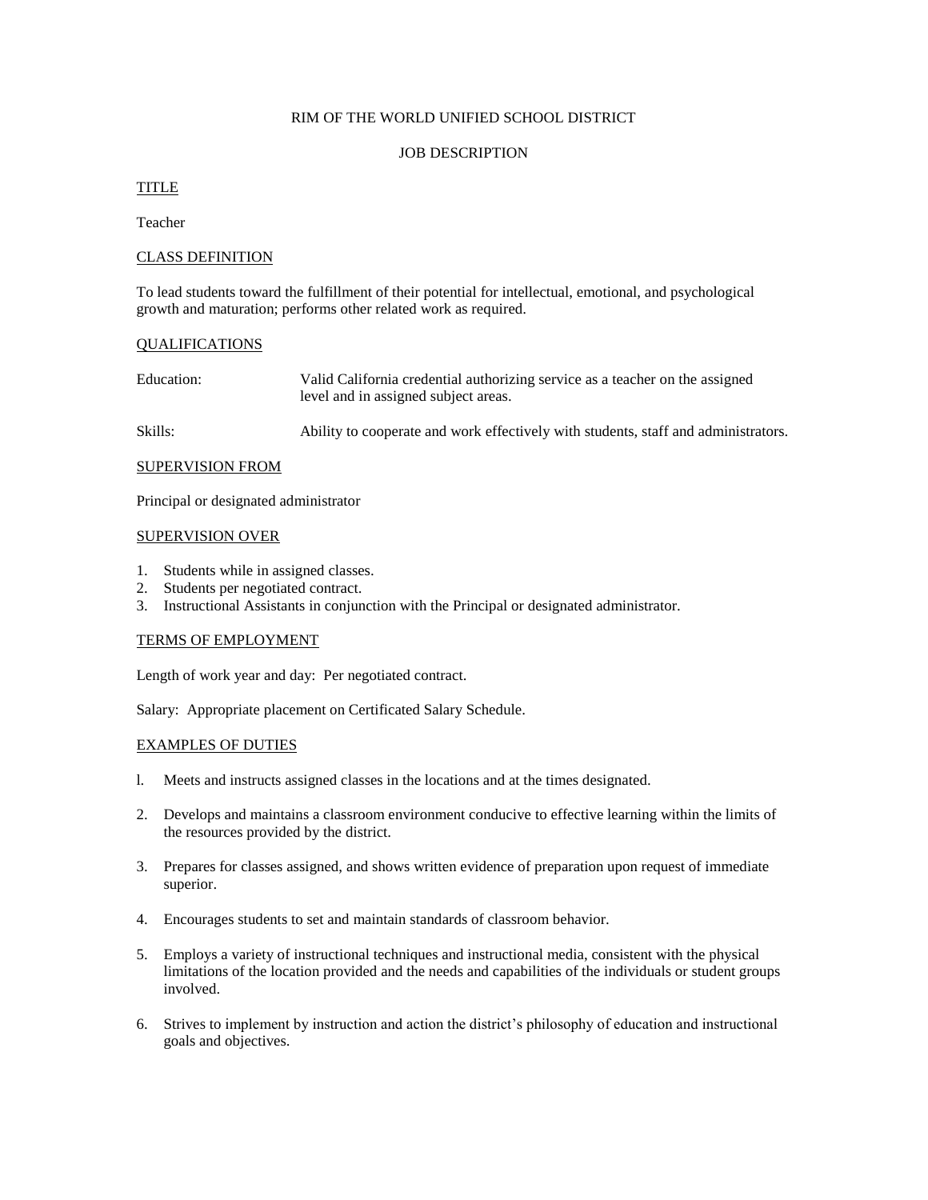# RIM OF THE WORLD UNIFIED SCHOOL DISTRICT

## JOB DESCRIPTION

### TITLE

Teacher

### CLASS DEFINITION

To lead students toward the fulfillment of their potential for intellectual, emotional, and psychological growth and maturation; performs other related work as required.

### QUALIFICATIONS

Education: Valid California credential authorizing service as a teacher on the assigned level and in assigned subject areas.

Skills: Ability to cooperate and work effectively with students, staff and administrators.

### SUPERVISION FROM

Principal or designated administrator

### SUPERVISION OVER

1. Students while in assigned classes.
2. Students per negotiated contract.
3. Instructional Assistants in conjunction with the Principal or designated administrator.

### TERMS OF EMPLOYMENT

Length of work year and day: Per negotiated contract.

Salary: Appropriate placement on Certificated Salary Schedule.

### EXAMPLES OF DUTIES

1. Meets and instructs assigned classes in the locations and at the times designated.

2. Develops and maintains a classroom environment conducive to effective learning within the limits of the resources provided by the district.

3. Prepares for classes assigned, and shows written evidence of preparation upon request of immediate superior.

4. Encourages students to set and maintain standards of classroom behavior.

5. Employs a variety of instructional techniques and instructional media, consistent with the physical limitations of the location provided and the needs and capabilities of the individuals or student groups involved.

6. Strives to implement by instruction and action the district's philosophy of education and instructional goals and objectives.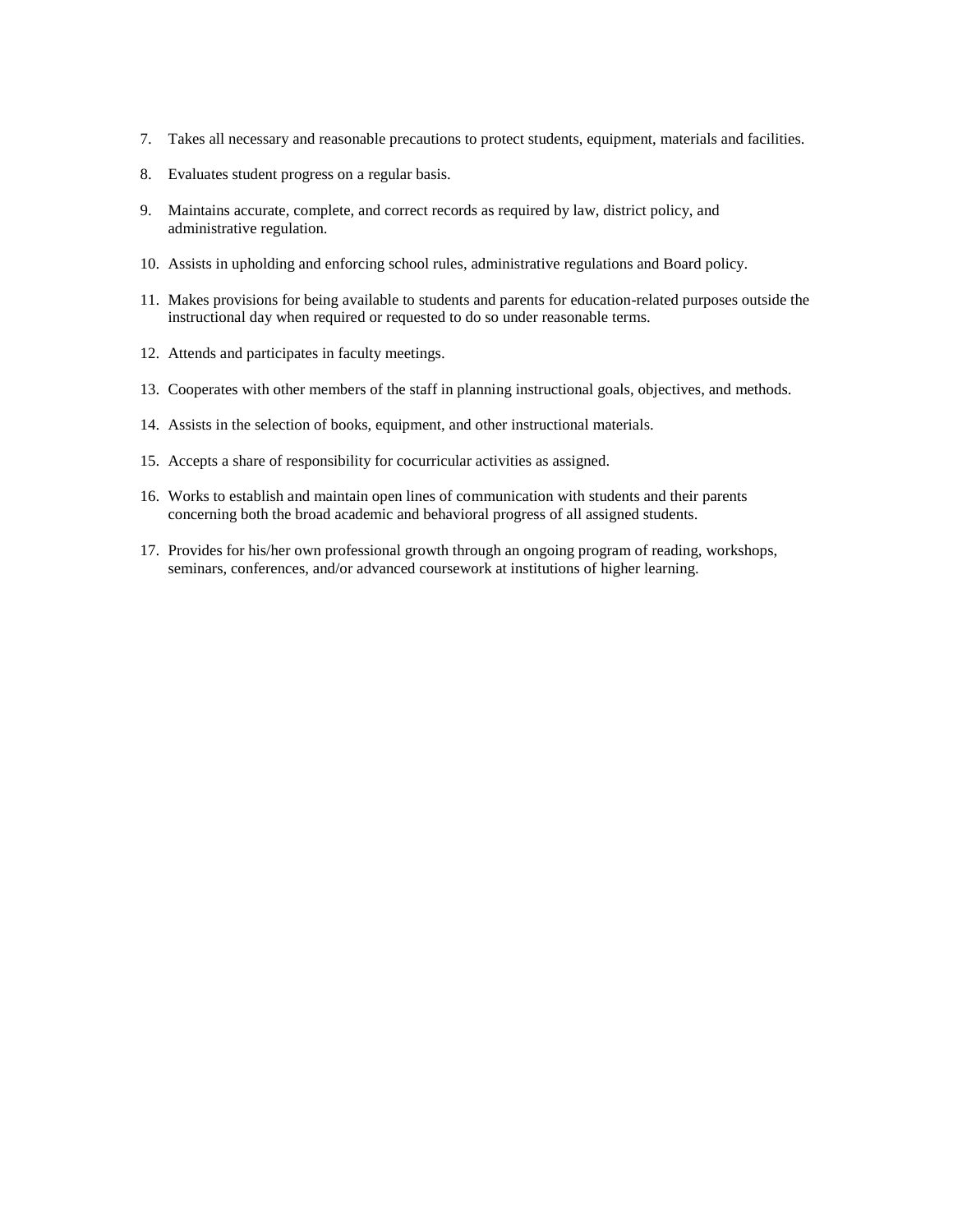7. Takes all necessary and reasonable precautions to protect students, equipment, materials and facilities.

8. Evaluates student progress on a regular basis.

9. Maintains accurate, complete, and correct records as required by law, district policy, and administrative regulation.

10. Assists in upholding and enforcing school rules, administrative regulations and Board policy.

11. Makes provisions for being available to students and parents for education-related purposes outside the instructional day when required or requested to do so under reasonable terms.

12. Attends and participates in faculty meetings.

13. Cooperates with other members of the staff in planning instructional goals, objectives, and methods.

14. Assists in the selection of books, equipment, and other instructional materials.

15. Accepts a share of responsibility for cocurricular activities as assigned.

16. Works to establish and maintain open lines of communication with students and their parents concerning both the broad academic and behavioral progress of all assigned students.

17. Provides for his/her own professional growth through an ongoing program of reading, workshops, seminars, conferences, and/or advanced coursework at institutions of higher learning.